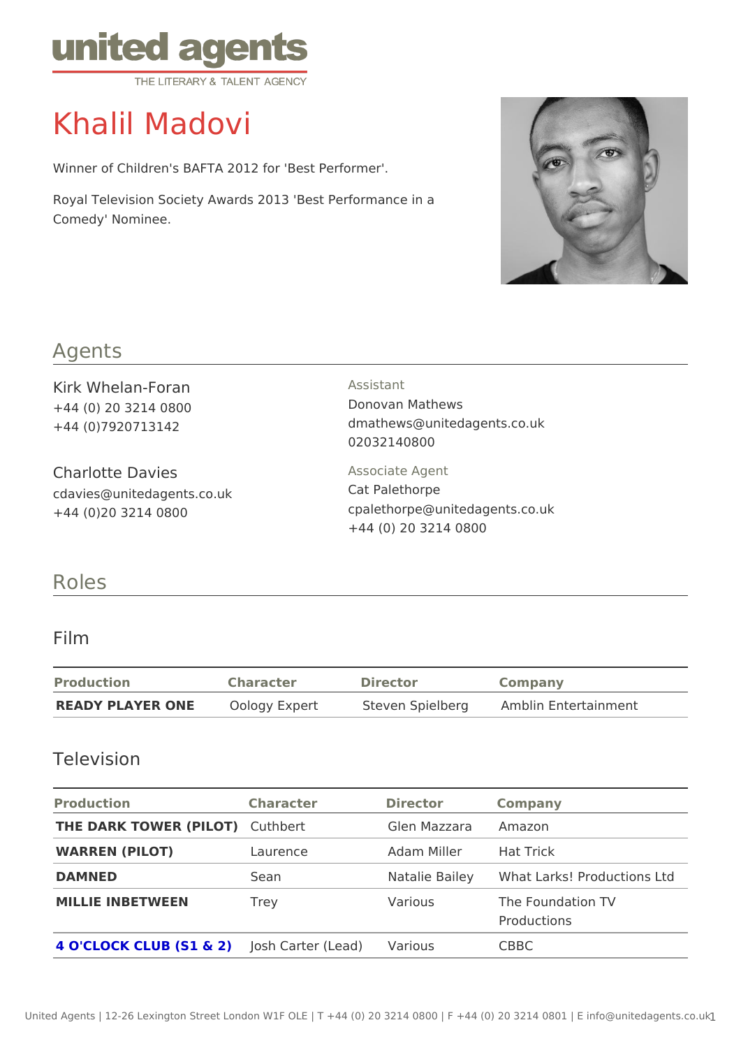united agents
THE LITERARY & TALENT AGENCY

# Khalil Madovi

Winner of Children's BAFTA 2012 for 'Best Performer'.

Royal Television Society Awards 2013 'Best Performance in a Comedy' Nominee.

## Agents

Kirk Whelan-Foran
+44 (0) 20 3214 0800
+44 (0)7920713142

Assistant
Donovan Mathews
dmathews@unitedagents.co.uk
02032140800

Charlotte Davies
cdavies@unitedagents.co.uk
+44 (0)20 3214 0800

Associate Agent
Cat Palethorpe
cpalethorpe@unitedagents.co.uk
+44 (0) 20 3214 0800

## Roles

### Film

| Production | Character | Director | Company |
|---|---|---|---|
| **READY PLAYER ONE** | Oology Expert | Steven Spielberg | Amblin Entertainment |

### Television

| Production | Character | Director | Company |
|---|---|---|---|
| **THE DARK TOWER (PILOT)** | Cuthbert | Glen Mazzara | Amazon |
| **WARREN (PILOT)** | Laurence | Adam Miller | Hat Trick |
| **DAMNED** | Sean | Natalie Bailey | What Larks! Productions Ltd |
| **MILLIE INBETWEEN** | Trey | Various | The Foundation TV Productions |
| **4 O'CLOCK CLUB (S1 & 2)** | Josh Carter (Lead) | Various | CBBC |

United Agents | 12-26 Lexington Street London W1F OLE | T +44 (0) 20 3214 0800 | F +44 (0) 20 3214 0801 | E info@unitedagents.co.uk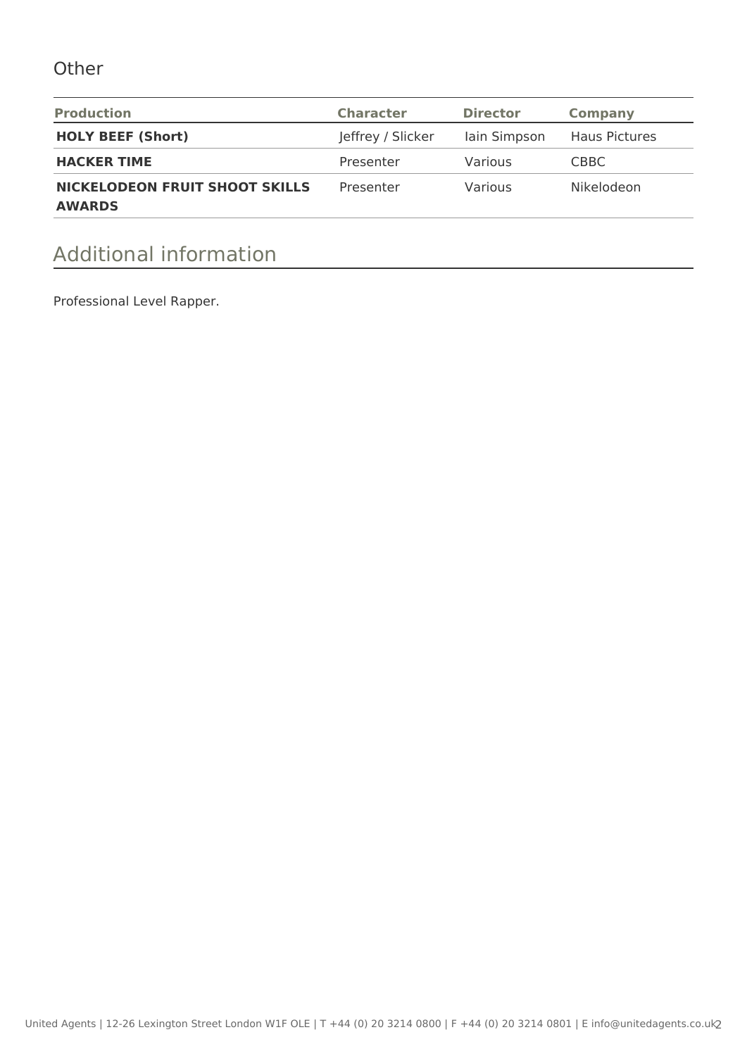## Other

| Production | Character | Director | Company |
|---|---|---|---|
| **HOLY BEEF (Short)** | Jeffrey / Slicker | Iain Simpson | Haus Pictures |
| **HACKER TIME** | Presenter | Various | CBBC |
| **NICKELODEON FRUIT SHOOT SKILLS AWARDS** | Presenter | Various | Nikelodeon |

## Additional information

Professional Level Rapper.